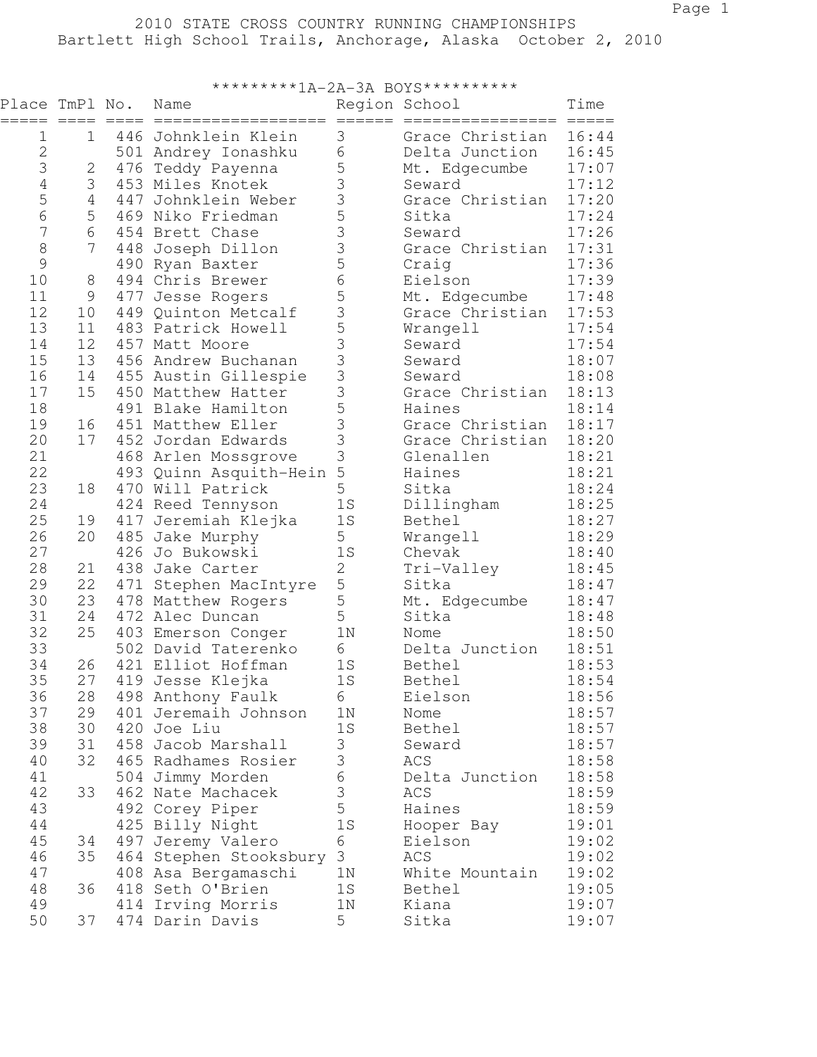# 2010 STATE CROSS COUNTRY RUNNING CHAMPIONSHIPS

Bartlett High School Trails, Anchorage, Alaska October 2, 2010

## *********1A-2A-3A BOYS**********

| Place | TmPl | No. | Name | Region | School | Time |
|---|---|---|---|---|---|---|
| 1 | 1 | 446 | Johnklein Klein | 3 | Grace Christian | 16:44 |
| 2 | | 501 | Andrey Ionashku | 6 | Delta Junction | 16:45 |
| 3 | 2 | 476 | Teddy Payenna | 5 | Mt. Edgecumbe | 17:07 |
| 4 | 3 | 453 | Miles Knotek | 3 | Seward | 17:12 |
| 5 | 4 | 447 | Johnklein Weber | 3 | Grace Christian | 17:20 |
| 6 | 5 | 469 | Niko Friedman | 5 | Sitka | 17:24 |
| 7 | 6 | 454 | Brett Chase | 3 | Seward | 17:26 |
| 8 | 7 | 448 | Joseph Dillon | 3 | Grace Christian | 17:31 |
| 9 | | 490 | Ryan Baxter | 5 | Craig | 17:36 |
| 10 | 8 | 494 | Chris Brewer | 6 | Eielson | 17:39 |
| 11 | 9 | 477 | Jesse Rogers | 5 | Mt. Edgecumbe | 17:48 |
| 12 | 10 | 449 | Quinton Metcalf | 3 | Grace Christian | 17:53 |
| 13 | 11 | 483 | Patrick Howell | 5 | Wrangell | 17:54 |
| 14 | 12 | 457 | Matt Moore | 3 | Seward | 17:54 |
| 15 | 13 | 456 | Andrew Buchanan | 3 | Seward | 18:07 |
| 16 | 14 | 455 | Austin Gillespie | 3 | Seward | 18:08 |
| 17 | 15 | 450 | Matthew Hatter | 3 | Grace Christian | 18:13 |
| 18 | | 491 | Blake Hamilton | 5 | Haines | 18:14 |
| 19 | 16 | 451 | Matthew Eller | 3 | Grace Christian | 18:17 |
| 20 | 17 | 452 | Jordan Edwards | 3 | Grace Christian | 18:20 |
| 21 | | 468 | Arlen Mossgrove | 3 | Glenallen | 18:21 |
| 22 | | 493 | Quinn Asquith-Hein | 5 | Haines | 18:21 |
| 23 | 18 | 470 | Will Patrick | 5 | Sitka | 18:24 |
| 24 | | 424 | Reed Tennyson | 1S | Dillingham | 18:25 |
| 25 | 19 | 417 | Jeremiah Klejka | 1S | Bethel | 18:27 |
| 26 | 20 | 485 | Jake Murphy | 5 | Wrangell | 18:29 |
| 27 | | 426 | Jo Bukowski | 1S | Chevak | 18:40 |
| 28 | 21 | 438 | Jake Carter | 2 | Tri-Valley | 18:45 |
| 29 | 22 | 471 | Stephen MacIntyre | 5 | Sitka | 18:47 |
| 30 | 23 | 478 | Matthew Rogers | 5 | Mt. Edgecumbe | 18:47 |
| 31 | 24 | 472 | Alec Duncan | 5 | Sitka | 18:48 |
| 32 | 25 | 403 | Emerson Conger | 1N | Nome | 18:50 |
| 33 | | 502 | David Taterenko | 6 | Delta Junction | 18:51 |
| 34 | 26 | 421 | Elliot Hoffman | 1S | Bethel | 18:53 |
| 35 | 27 | 419 | Jesse Klejka | 1S | Bethel | 18:54 |
| 36 | 28 | 498 | Anthony Faulk | 6 | Eielson | 18:56 |
| 37 | 29 | 401 | Jeremaih Johnson | 1N | Nome | 18:57 |
| 38 | 30 | 420 | Joe Liu | 1S | Bethel | 18:57 |
| 39 | 31 | 458 | Jacob Marshall | 3 | Seward | 18:57 |
| 40 | 32 | 465 | Radhames Rosier | 3 | ACS | 18:58 |
| 41 | | 504 | Jimmy Morden | 6 | Delta Junction | 18:58 |
| 42 | 33 | 462 | Nate Machacek | 3 | ACS | 18:59 |
| 43 | | 492 | Corey Piper | 5 | Haines | 18:59 |
| 44 | | 425 | Billy Night | 1S | Hooper Bay | 19:01 |
| 45 | 34 | 497 | Jeremy Valero | 6 | Eielson | 19:02 |
| 46 | 35 | 464 | Stephen Stooksbury | 3 | ACS | 19:02 |
| 47 | | 408 | Asa Bergamaschi | 1N | White Mountain | 19:02 |
| 48 | 36 | 418 | Seth O'Brien | 1S | Bethel | 19:05 |
| 49 | | 414 | Irving Morris | 1N | Kiana | 19:07 |
| 50 | 37 | 474 | Darin Davis | 5 | Sitka | 19:07 |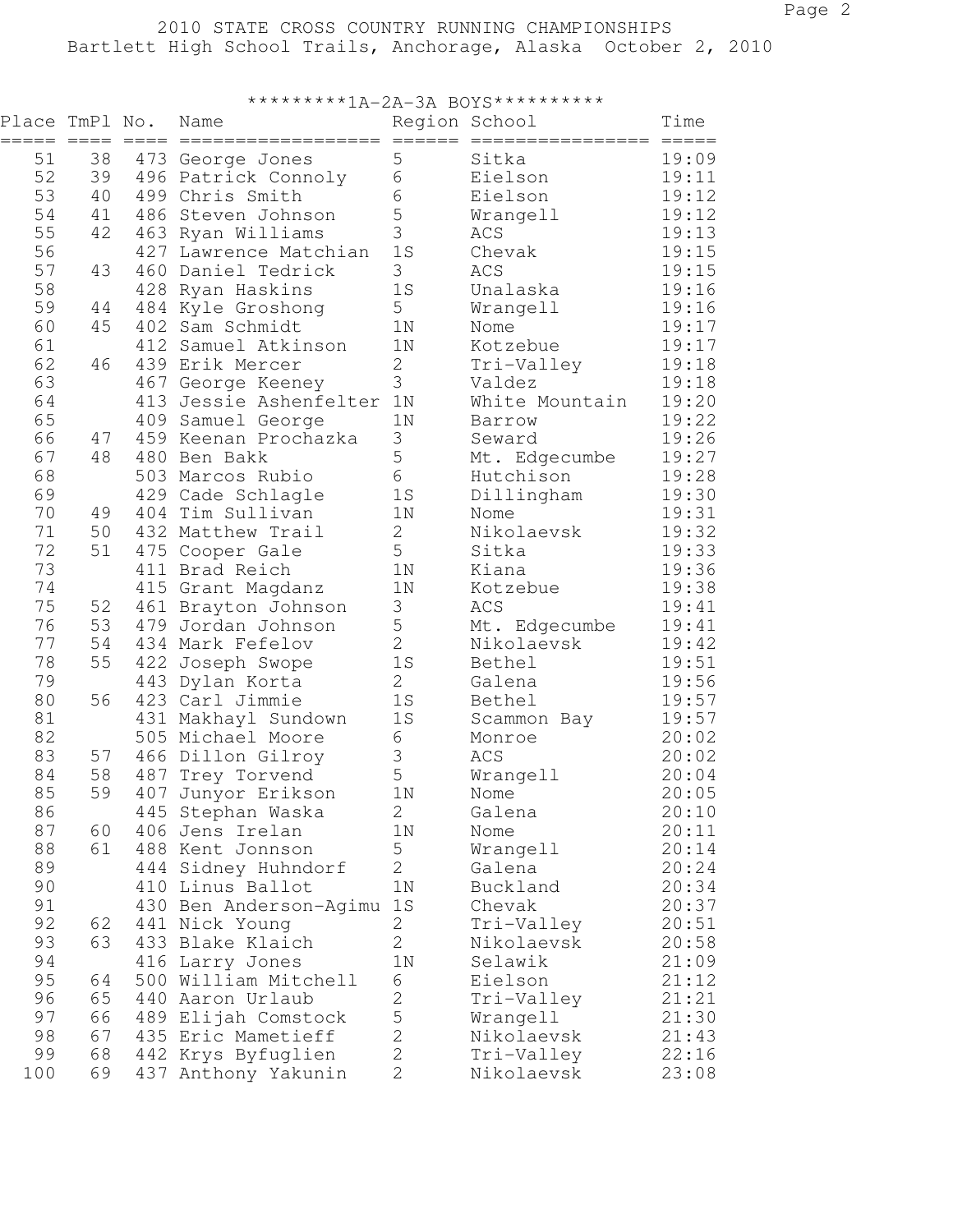# 2010 STATE CROSS COUNTRY RUNNING CHAMPIONSHIPS

Bartlett High School Trails, Anchorage, Alaska October 2, 2010

## *********1A-2A-3A BOYS**********

| Place | TmPl | No. | Name | Region | School | Time |
|---|---|---|---|---|---|---|
| 51 | 38 | 473 | George Jones | 5 | Sitka | 19:09 |
| 52 | 39 | 496 | Patrick Connoly | 6 | Eielson | 19:11 |
| 53 | 40 | 499 | Chris Smith | 6 | Eielson | 19:12 |
| 54 | 41 | 486 | Steven Johnson | 5 | Wrangell | 19:12 |
| 55 | 42 | 463 | Ryan Williams | 3 | ACS | 19:13 |
| 56 | | 427 | Lawrence Matchian | 1S | Chevak | 19:15 |
| 57 | 43 | 460 | Daniel Tedrick | 3 | ACS | 19:15 |
| 58 | | 428 | Ryan Haskins | 1S | Unalaska | 19:16 |
| 59 | 44 | 484 | Kyle Groshong | 5 | Wrangell | 19:16 |
| 60 | 45 | 402 | Sam Schmidt | 1N | Nome | 19:17 |
| 61 | | 412 | Samuel Atkinson | 1N | Kotzebue | 19:17 |
| 62 | 46 | 439 | Erik Mercer | 2 | Tri-Valley | 19:18 |
| 63 | | 467 | George Keeney | 3 | Valdez | 19:18 |
| 64 | | 413 | Jessie Ashenfelter | 1N | White Mountain | 19:20 |
| 65 | | 409 | Samuel George | 1N | Barrow | 19:22 |
| 66 | 47 | 459 | Keenan Prochazka | 3 | Seward | 19:26 |
| 67 | 48 | 480 | Ben Bakk | 5 | Mt. Edgecumbe | 19:27 |
| 68 | | 503 | Marcos Rubio | 6 | Hutchison | 19:28 |
| 69 | | 429 | Cade Schlagle | 1S | Dillingham | 19:30 |
| 70 | 49 | 404 | Tim Sullivan | 1N | Nome | 19:31 |
| 71 | 50 | 432 | Matthew Trail | 2 | Nikolaevsk | 19:32 |
| 72 | 51 | 475 | Cooper Gale | 5 | Sitka | 19:33 |
| 73 | | 411 | Brad Reich | 1N | Kiana | 19:36 |
| 74 | | 415 | Grant Magdanz | 1N | Kotzebue | 19:38 |
| 75 | 52 | 461 | Brayton Johnson | 3 | ACS | 19:41 |
| 76 | 53 | 479 | Jordan Johnson | 5 | Mt. Edgecumbe | 19:41 |
| 77 | 54 | 434 | Mark Fefelov | 2 | Nikolaevsk | 19:42 |
| 78 | 55 | 422 | Joseph Swope | 1S | Bethel | 19:51 |
| 79 | | 443 | Dylan Korta | 2 | Galena | 19:56 |
| 80 | 56 | 423 | Carl Jimmie | 1S | Bethel | 19:57 |
| 81 | | 431 | Makhayl Sundown | 1S | Scammon Bay | 19:57 |
| 82 | | 505 | Michael Moore | 6 | Monroe | 20:02 |
| 83 | 57 | 466 | Dillon Gilroy | 3 | ACS | 20:02 |
| 84 | 58 | 487 | Trey Torvend | 5 | Wrangell | 20:04 |
| 85 | 59 | 407 | Junyor Erikson | 1N | Nome | 20:05 |
| 86 | | 445 | Stephan Waska | 2 | Galena | 20:10 |
| 87 | 60 | 406 | Jens Irelan | 1N | Nome | 20:11 |
| 88 | 61 | 488 | Kent Jonnson | 5 | Wrangell | 20:14 |
| 89 | | 444 | Sidney Huhndorf | 2 | Galena | 20:24 |
| 90 | | 410 | Linus Ballot | 1N | Buckland | 20:34 |
| 91 | | 430 | Ben Anderson-Agimu | 1S | Chevak | 20:37 |
| 92 | 62 | 441 | Nick Young | 2 | Tri-Valley | 20:51 |
| 93 | 63 | 433 | Blake Klaich | 2 | Nikolaevsk | 20:58 |
| 94 | | 416 | Larry Jones | 1N | Selawik | 21:09 |
| 95 | 64 | 500 | William Mitchell | 6 | Eielson | 21:12 |
| 96 | 65 | 440 | Aaron Urlaub | 2 | Tri-Valley | 21:21 |
| 97 | 66 | 489 | Elijah Comstock | 5 | Wrangell | 21:30 |
| 98 | 67 | 435 | Eric Mametieff | 2 | Nikolaevsk | 21:43 |
| 99 | 68 | 442 | Krys Byfuglien | 2 | Tri-Valley | 22:16 |
| 100 | 69 | 437 | Anthony Yakunin | 2 | Nikolaevsk | 23:08 |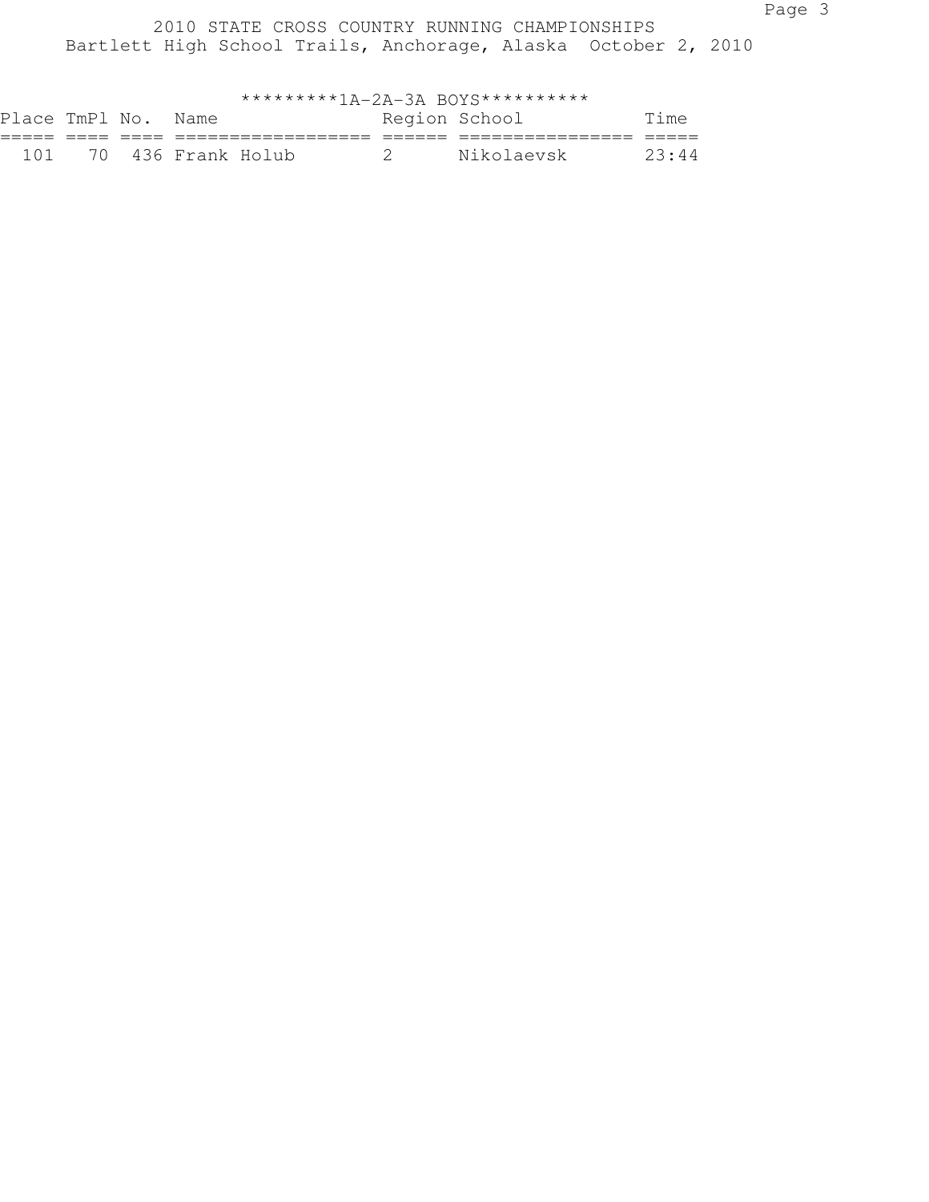*********1A-2A-3A BOYS**********

| Place | TmPl | No. | Name | Region | School | Time |
|---|---|---|---|---|---|---|
| 101 | 70 | 436 | Frank Holub | 2 | Nikolaevsk | 23:44 |